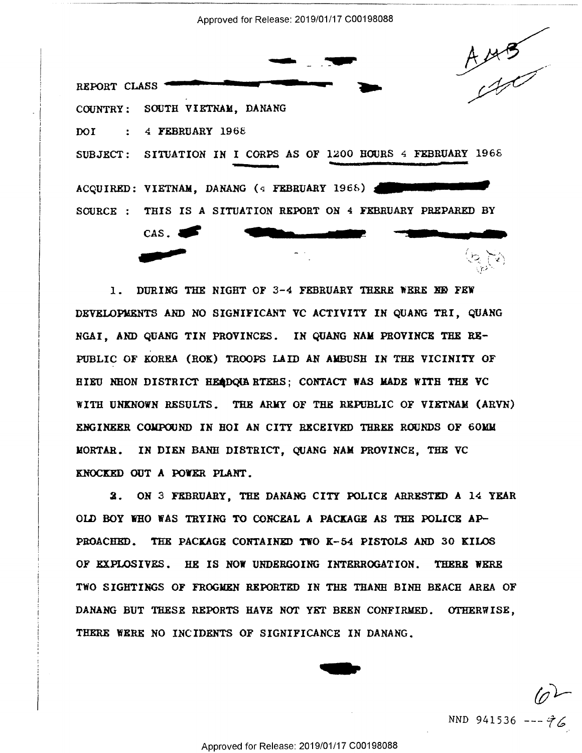REPORT CLASS

COUNTRY: SOUTH VIETNAM, DANANG

DOI : 4 FEBRUARY 1968

SUBJECT: SITUATION IN I CORPS AS OF 1200 HOURS 4 FEBRUARY 1968

ACQUIRED: VIETNAM, DANANG (4 FEBRUARY 1968)

SOURCE : THIS IS A SITUATION REPORT ON 4 FEBRUARY PREPARED BY CAS.

1. DURING THE NIGHT OF 3-4 FEBRUARY THERE WERE FEW DEVELOPMENTS AND NO SIGNIFICANT VC ACTIVITY IN QUANG TRI, QUANG NGAI, AND QUANG TIN PROVINCES. IN QUANG NAM PROVINCE THE REPUBLIC OF KOREA (ROK) TROOPS LAID AN AMBUSH IN THE VICINITY OF HIEU NHON DISTRICT HEADQUARTERS; CONTACT WAS MADE WITH THE VC WITH UNKNOWN RESULTS. THE ARMY OF THE REPUBLIC OF VIETNAM (ARVN) ENGINEER COMPOUND IN HOI AN CITY RECEIVED THREE ROUNDS OF 60MM MORTAR. IN DIEN BANH DISTRICT, QUANG NAM PROVINCE, THE VC KNOCKED OUT A POWER PLANT.

2. ON 3 FEBRUARY, THE DANANG CITY POLICE ARRESTED A 14 YEAR OLD BOY WHO WAS TRYING TO CONCEAL A PACKAGE AS THE POLICE APPROACHED. THE PACKAGE CONTAINED TWO K-54 PISTOLS AND 30 KILOS OF EXPLOSIVES. HE IS NOW UNDERGOING INTERROGATION. THERE WERE TWO SIGHTINGS OF FROGMEN REPORTED IN THE THANH BINH BEACH AREA OF DANANG BUT THESE REPORTS HAVE NOT YET BEEN CONFIRMED. OTHERWISE, THERE WERE NO INCIDENTS OF SIGNIFICANCE IN DANANG.

NND 941536 ---76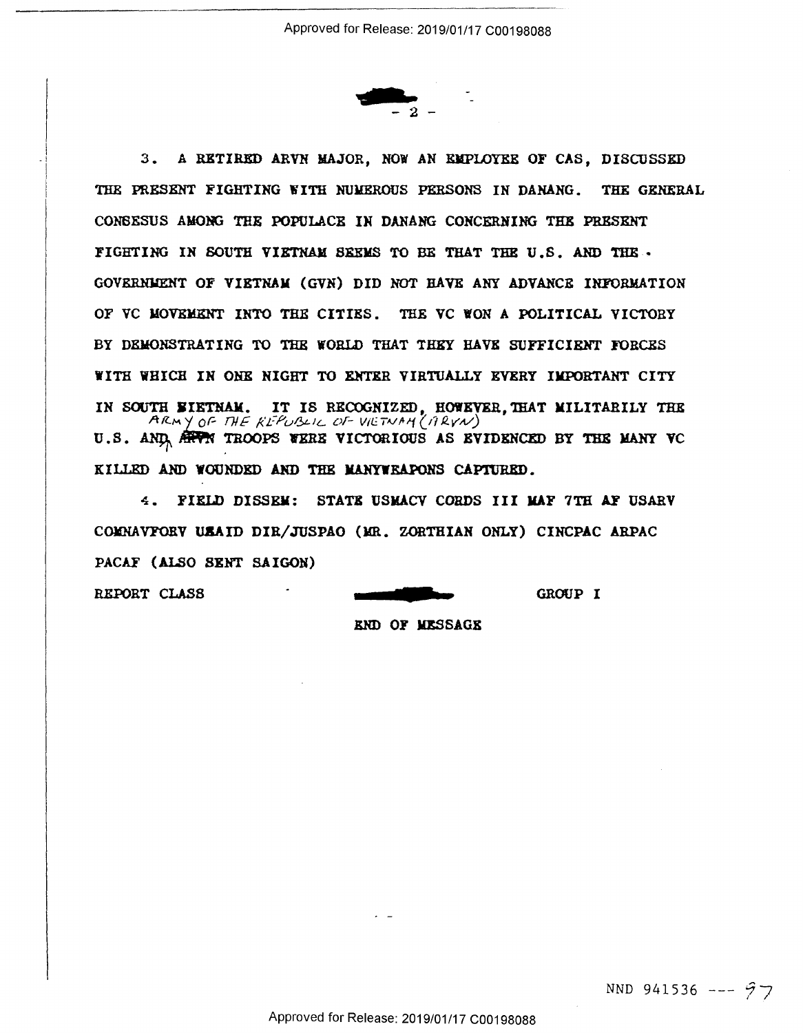3. A RETIRED ARVN MAJOR, NOW AN EMPLOYEE OF CAS, DISCUSSED THE PRESENT FIGHTING WITH NUMEROUS PERSONS IN DANANG. THE GENERAL CONSESUS AMONG THE POPULACE IN DANANG CONCERNING THE PRESENT FIGHTING IN SOUTH VIETNAM SEEMS TO BE THAT THE U.S. AND THE GOVERNMENT OF VIETNAM (GVN) DID NOT HAVE ANY ADVANCE INFORMATION OF VC MOVEMENT INTO THE CITIES. THE VC WON A POLITICAL VICTORY BY DEMONSTRATING TO THE WORLD THAT THEY HAVE SUFFICIENT FORCES WITH WHICH IN ONE NIGHT TO ENTER VIRTUALLY EVERY IMPORTANT CITY IN SOUTH VIETNAM. IT IS RECOGNIZED, HOWEVER, THAT MILITARILY THE U.S. AND ARMY OF THE REPUBLIC OF VIETNAM (ARVN) TROOPS WERE VICTORIOUS AS EVIDENCED BY THE MANY VC KILLED AND WOUNDED AND THE MANYWEAPONS CAPTURED.

4. FIELD DISSEM: STATE USMACV CORDS III MAF 7TH AF USARV COMNAVFORV USAID DIR/JUSPAO (MR. ZORTHIAN ONLY) CINCPAC ARPAC PACAF (ALSO SENT SAIGON)

REPORT CLASS GROUP I

END OF MESSAGE

NND 941536 --- 97